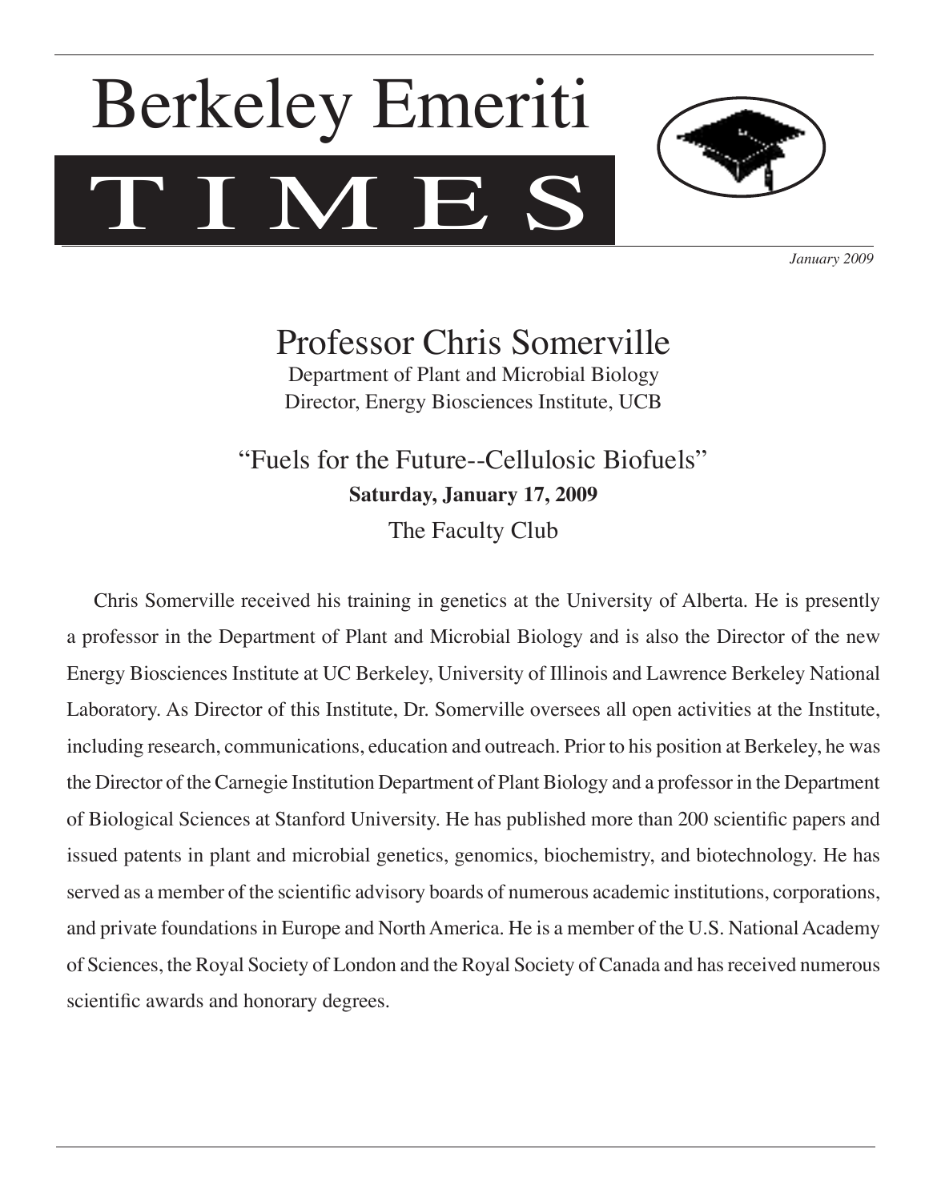# Berkeley Emeriti TIMES

*January 2009*

## Professor Chris Somerville

Department of Plant and Microbial Biology
Director, Energy Biosciences Institute, UCB

### "Fuels for the Future--Cellulosic Biofuels"

**Saturday, January 17, 2009**

The Faculty Club

Chris Somerville received his training in genetics at the University of Alberta. He is presently a professor in the Department of Plant and Microbial Biology and is also the Director of the new Energy Biosciences Institute at UC Berkeley, University of Illinois and Lawrence Berkeley National Laboratory. As Director of this Institute, Dr. Somerville oversees all open activities at the Institute, including research, communications, education and outreach. Prior to his position at Berkeley, he was the Director of the Carnegie Institution Department of Plant Biology and a professor in the Department of Biological Sciences at Stanford University. He has published more than 200 scientific papers and issued patents in plant and microbial genetics, genomics, biochemistry, and biotechnology. He has served as a member of the scientific advisory boards of numerous academic institutions, corporations, and private foundations in Europe and North America. He is a member of the U.S. National Academy of Sciences, the Royal Society of London and the Royal Society of Canada and has received numerous scientific awards and honorary degrees.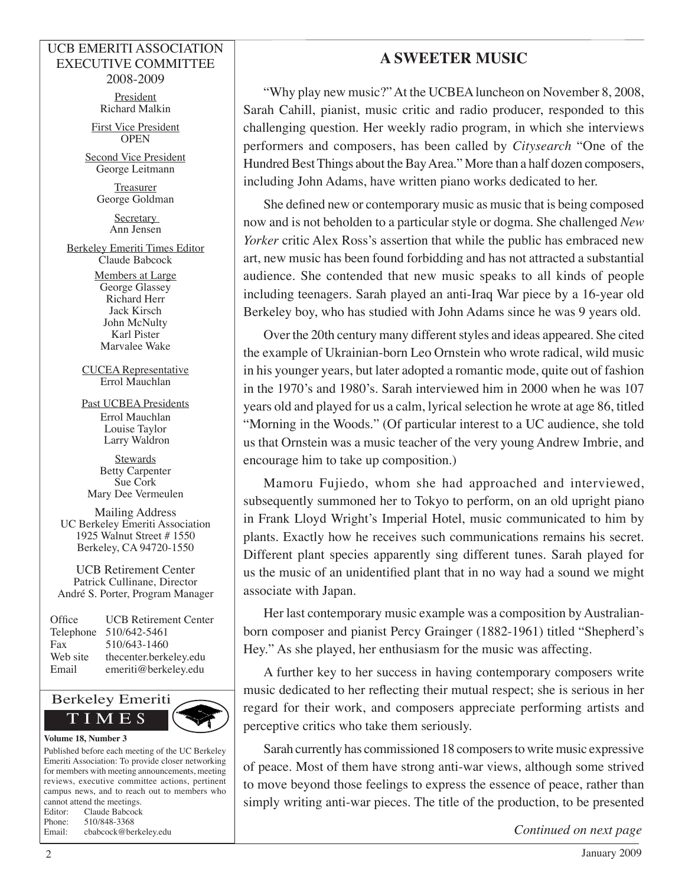UCB EMERITI ASSOCIATION
EXECUTIVE COMMITTEE
2008-2009

President
Richard Malkin

First Vice President
OPEN

Second Vice President
George Leitmann

Treasurer
George Goldman

Secretary
Ann Jensen

Berkeley Emeriti Times Editor
Claude Babcock

Members at Large
George Glassey
Richard Herr
Jack Kirsch
John McNulty
Karl Pister
Marvalee Wake

CUCEA Representative
Errol Mauchlan

Past UCBEA Presidents
Errol Mauchlan
Louise Taylor
Larry Waldron

Stewards
Betty Carpenter
Sue Cork
Mary Dee Vermeulen

Mailing Address
UC Berkeley Emeriti Association
1925 Walnut Street # 1550
Berkeley, CA 94720-1550

UCB Retirement Center
Patrick Cullinane, Director
André S. Porter, Program Manager

| | |
|---|---|
| Office | UCB Retirement Center |
| Telephone | 510/642-5461 |
| Fax | 510/643-1460 |
| Web site | thecenter.berkeley.edu |
| Email | emeriti@berkeley.edu |

Berkeley Emeriti TIMES

**Volume 18, Number 3**

Published before each meeting of the UC Berkeley Emeriti Association: To provide closer networking for members with meeting announcements, meeting reviews, executive committee actions, pertinent campus news, and to reach out to members who cannot attend the meetings.
Editor: Claude Babcock
Phone: 510/848-3368
Email: cbabcock@berkeley.edu

## A SWEETER MUSIC

"Why play new music?" At the UCBEA luncheon on November 8, 2008, Sarah Cahill, pianist, music critic and radio producer, responded to this challenging question. Her weekly radio program, in which she interviews performers and composers, has been called by *Citysearch* "One of the Hundred Best Things about the Bay Area." More than a half dozen composers, including John Adams, have written piano works dedicated to her.

She defined new or contemporary music as music that is being composed now and is not beholden to a particular style or dogma. She challenged *New Yorker* critic Alex Ross's assertion that while the public has embraced new art, new music has been found forbidding and has not attracted a substantial audience. She contended that new music speaks to all kinds of people including teenagers. Sarah played an anti-Iraq War piece by a 16-year old Berkeley boy, who has studied with John Adams since he was 9 years old.

Over the 20th century many different styles and ideas appeared. She cited the example of Ukrainian-born Leo Ornstein who wrote radical, wild music in his younger years, but later adopted a romantic mode, quite out of fashion in the 1970's and 1980's. Sarah interviewed him in 2000 when he was 107 years old and played for us a calm, lyrical selection he wrote at age 86, titled "Morning in the Woods." (Of particular interest to a UC audience, she told us that Ornstein was a music teacher of the very young Andrew Imbrie, and encourage him to take up composition.)

Mamoru Fujiedo, whom she had approached and interviewed, subsequently summoned her to Tokyo to perform, on an old upright piano in Frank Lloyd Wright's Imperial Hotel, music communicated to him by plants. Exactly how he receives such communications remains his secret. Different plant species apparently sing different tunes. Sarah played for us the music of an unidentified plant that in no way had a sound we might associate with Japan.

Her last contemporary music example was a composition by Australian-born composer and pianist Percy Grainger (1882-1961) titled "Shepherd's Hey." As she played, her enthusiasm for the music was affecting.

A further key to her success in having contemporary composers write music dedicated to her reflecting their mutual respect; she is serious in her regard for their work, and composers appreciate performing artists and perceptive critics who take them seriously.

Sarah currently has commissioned 18 composers to write music expressive of peace. Most of them have strong anti-war views, although some strived to move beyond those feelings to express the essence of peace, rather than simply writing anti-war pieces. The title of the production, to be presented

*Continued on next page*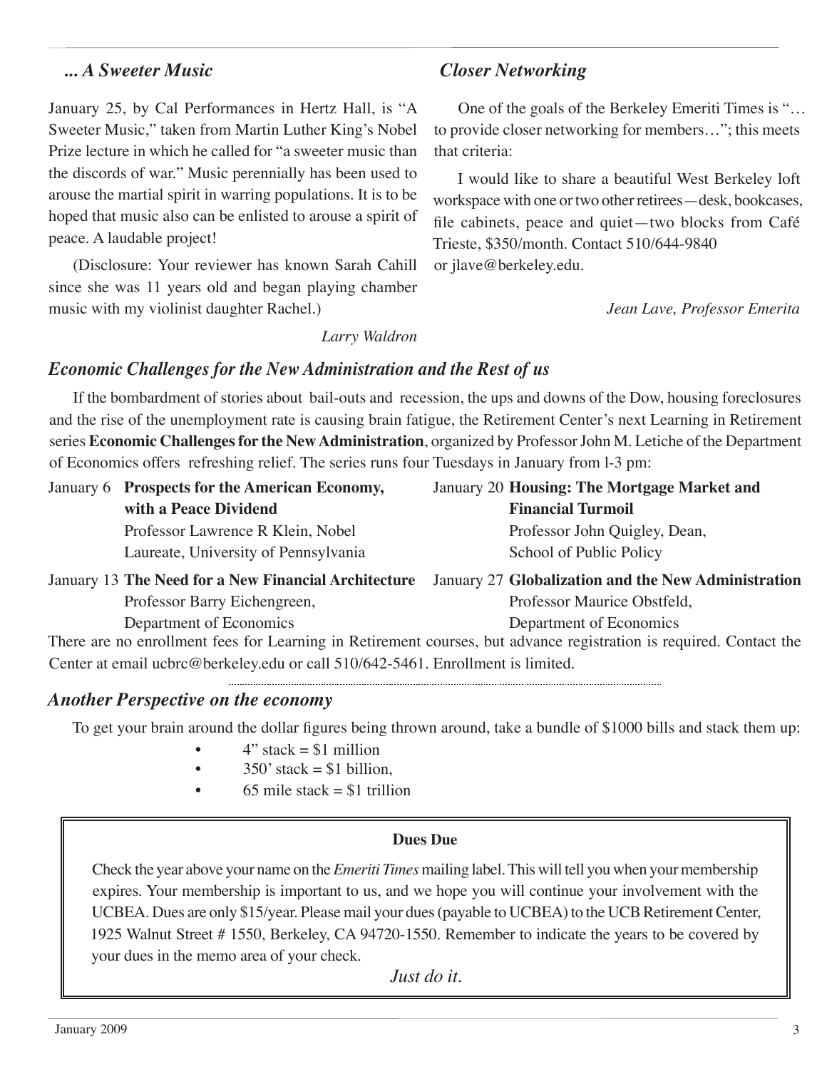### *... A Sweeter Music*

January 25, by Cal Performances in Hertz Hall, is "A Sweeter Music," taken from Martin Luther King's Nobel Prize lecture in which he called for "a sweeter music than the discords of war." Music perennially has been used to arouse the martial spirit in warring populations. It is to be hoped that music also can be enlisted to arouse a spirit of peace. A laudable project!

(Disclosure: Your reviewer has known Sarah Cahill since she was 11 years old and began playing chamber music with my violinist daughter Rachel.)

*Larry Waldron*

### *Closer Networking*

One of the goals of the Berkeley Emeriti Times is "…to provide closer networking for members…"; this meets that criteria:

I would like to share a beautiful West Berkeley loft workspace with one or two other retirees—desk, bookcases, file cabinets, peace and quiet—two blocks from Café Trieste, $350/month. Contact 510/644-9840 or jlave@berkeley.edu.

*Jean Lave, Professor Emerita*

### *Economic Challenges for the New Administration and the Rest of us*

If the bombardment of stories about bail-outs and recession, the ups and downs of the Dow, housing foreclosures and the rise of the unemployment rate is causing brain fatigue, the Retirement Center's next Learning in Retirement series **Economic Challenges for the New Administration**, organized by Professor John M. Letiche of the Department of Economics offers refreshing relief. The series runs four Tuesdays in January from l-3 pm:

January 6 **Prospects for the American Economy, with a Peace Dividend**
Professor Lawrence R Klein, Nobel Laureate, University of Pennsylvania

January 13 **The Need for a New Financial Architecture**
Professor Barry Eichengreen, Department of Economics

January 20 **Housing: The Mortgage Market and Financial Turmoil**
Professor John Quigley, Dean, School of Public Policy

January 27 **Globalization and the New Administration**
Professor Maurice Obstfeld, Department of Economics

There are no enrollment fees for Learning in Retirement courses, but advance registration is required. Contact the Center at email ucbrc@berkeley.edu or call 510/642-5461. Enrollment is limited.

### *Another Perspective on the economy*

To get your brain around the dollar figures being thrown around, take a bundle of $1000 bills and stack them up:

- 4" stack = $1 million
- 350' stack = $1 billion,
- 65 mile stack = $1 trillion

**Dues Due**

Check the year above your name on the *Emeriti Times* mailing label. This will tell you when your membership expires. Your membership is important to us, and we hope you will continue your involvement with the UCBEA. Dues are only $15/year. Please mail your dues (payable to UCBEA) to the UCB Retirement Center, 1925 Walnut Street # 1550, Berkeley, CA 94720-1550. Remember to indicate the years to be covered by your dues in the memo area of your check.

*Just do it.*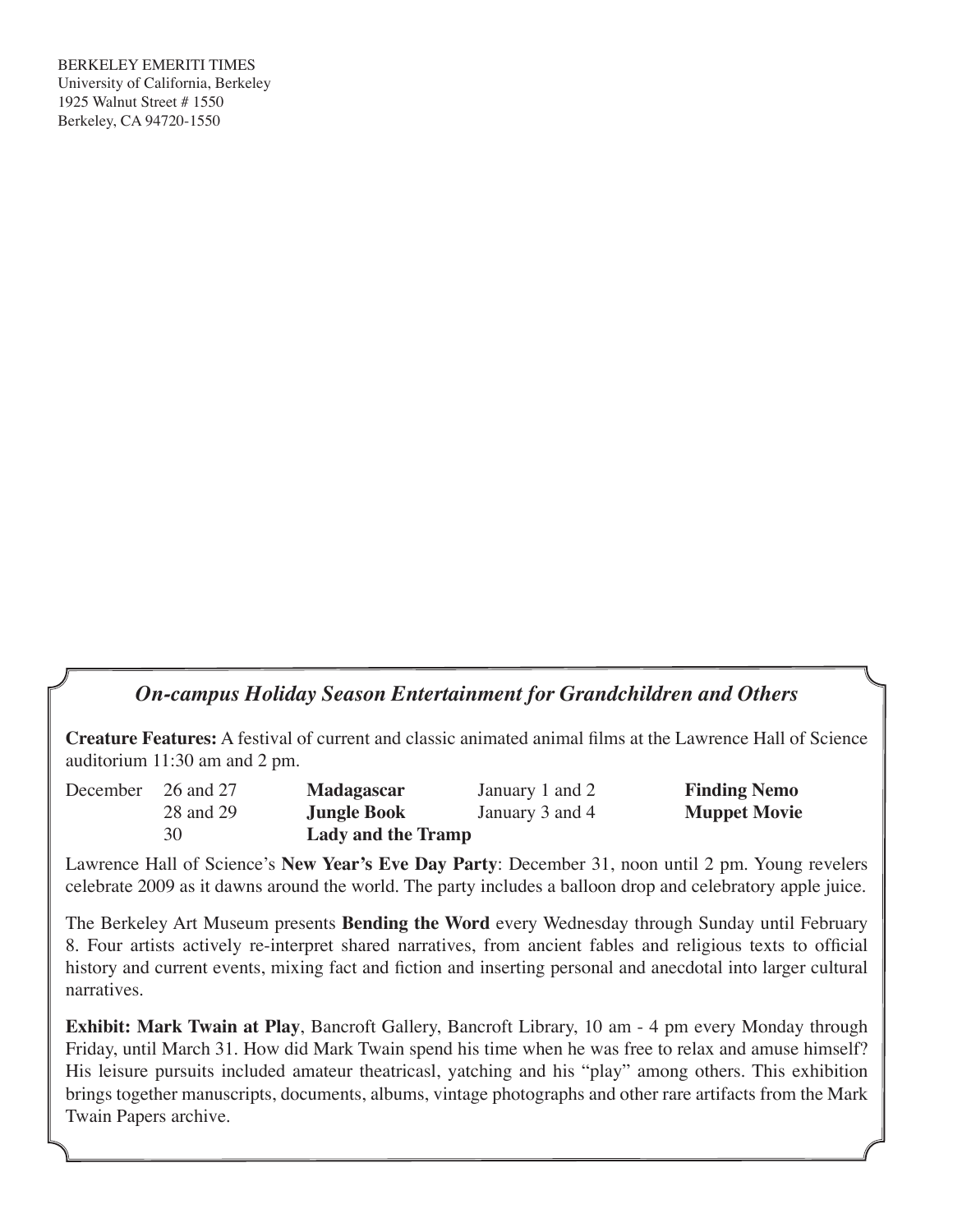BERKELEY EMERITI TIMES
University of California, Berkeley
1925 Walnut Street # 1550
Berkeley, CA 94720-1550

### *On-campus Holiday Season Entertainment for Grandchildren and Others*

**Creature Features:** A festival of current and classic animated animal films at the Lawrence Hall of Science auditorium 11:30 am and 2 pm.

| | | | | |
|---|---|---|---|---|
| December | 26 and 27 | **Madagascar** | January 1 and 2 | **Finding Nemo** |
| | 28 and 29 | **Jungle Book** | January 3 and 4 | **Muppet Movie** |
| | 30 | **Lady and the Tramp** | | |

Lawrence Hall of Science's **New Year's Eve Day Party**: December 31, noon until 2 pm. Young revelers celebrate 2009 as it dawns around the world. The party includes a balloon drop and celebratory apple juice.

The Berkeley Art Museum presents **Bending the Word** every Wednesday through Sunday until February 8. Four artists actively re-interpret shared narratives, from ancient fables and religious texts to official history and current events, mixing fact and fiction and inserting personal and anecdotal into larger cultural narratives.

**Exhibit: Mark Twain at Play**, Bancroft Gallery, Bancroft Library, 10 am - 4 pm every Monday through Friday, until March 31. How did Mark Twain spend his time when he was free to relax and amuse himself? His leisure pursuits included amateur theatricasl, yatching and his "play" among others. This exhibition brings together manuscripts, documents, albums, vintage photographs and other rare artifacts from the Mark Twain Papers archive.